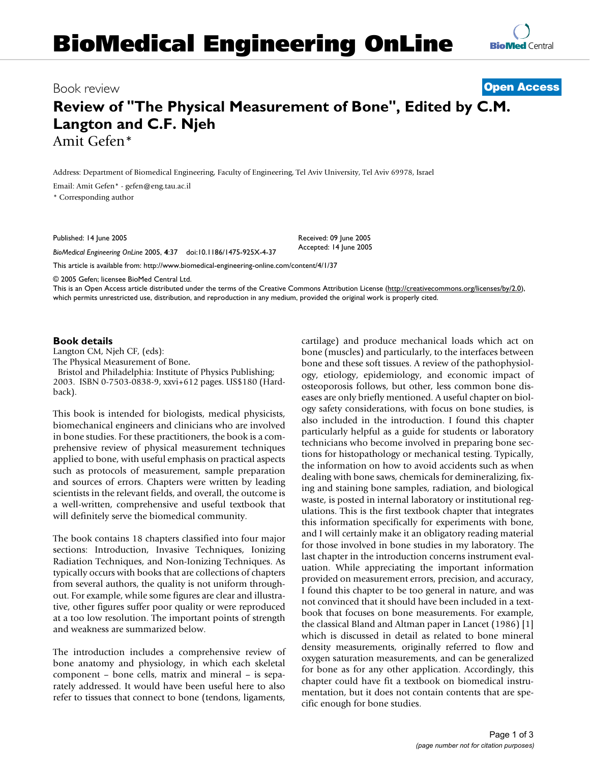# BioMedical Engineering OnLine

Book review

**Open Access**

## Review of "The Physical Measurement of Bone", Edited by C.M. Langton and C.F. Njeh

Amit Gefen*

Address: Department of Biomedical Engineering, Faculty of Engineering, Tel Aviv University, Tel Aviv 69978, Israel

Email: Amit Gefen* - gefen@eng.tau.ac.il

* Corresponding author

Published: 14 June 2005

*BioMedical Engineering OnLine* 2005, **4**:37 doi:10.1186/1475-925X-4-37

Received: 09 June 2005
Accepted: 14 June 2005

This article is available from: http://www.biomedical-engineering-online.com/content/4/1/37

© 2005 Gefen; licensee BioMed Central Ltd.

This is an Open Access article distributed under the terms of the Creative Commons Attribution License (http://creativecommons.org/licenses/by/2.0), which permits unrestricted use, distribution, and reproduction in any medium, provided the original work is properly cited.

### Book details

Langton CM, Njeh CF, (eds):
The Physical Measurement of Bone.
Bristol and Philadelphia: Institute of Physics Publishing; 2003. ISBN 0-7503-0838-9, xxvi+612 pages. US$180 (Hardback).

This book is intended for biologists, medical physicists, biomechanical engineers and clinicians who are involved in bone studies. For these practitioners, the book is a comprehensive review of physical measurement techniques applied to bone, with useful emphasis on practical aspects such as protocols of measurement, sample preparation and sources of errors. Chapters were written by leading scientists in the relevant fields, and overall, the outcome is a well-written, comprehensive and useful textbook that will definitely serve the biomedical community.

The book contains 18 chapters classified into four major sections: Introduction, Invasive Techniques, Ionizing Radiation Techniques, and Non-Ionizing Techniques. As typically occurs with books that are collections of chapters from several authors, the quality is not uniform throughout. For example, while some figures are clear and illustrative, other figures suffer poor quality or were reproduced at a too low resolution. The important points of strength and weakness are summarized below.

The introduction includes a comprehensive review of bone anatomy and physiology, in which each skeletal component – bone cells, matrix and mineral – is separately addressed. It would have been useful here to also refer to tissues that connect to bone (tendons, ligaments, cartilage) and produce mechanical loads which act on bone (muscles) and particularly, to the interfaces between bone and these soft tissues. A review of the pathophysiology, etiology, epidemiology, and economic impact of osteoporosis follows, but other, less common bone diseases are only briefly mentioned. A useful chapter on biology safety considerations, with focus on bone studies, is also included in the introduction. I found this chapter particularly helpful as a guide for students or laboratory technicians who become involved in preparing bone sections for histopathology or mechanical testing. Typically, the information on how to avoid accidents such as when dealing with bone saws, chemicals for demineralizing, fixing and staining bone samples, radiation, and biological waste, is posted in internal laboratory or institutional regulations. This is the first textbook chapter that integrates this information specifically for experiments with bone, and I will certainly make it an obligatory reading material for those involved in bone studies in my laboratory. The last chapter in the introduction concerns instrument evaluation. While appreciating the important information provided on measurement errors, precision, and accuracy, I found this chapter to be too general in nature, and was not convinced that it should have been included in a textbook that focuses on bone measurements. For example, the classical Bland and Altman paper in Lancet (1986) [1] which is discussed in detail as related to bone mineral density measurements, originally referred to flow and oxygen saturation measurements, and can be generalized for bone as for any other application. Accordingly, this chapter could have fit a textbook on biomedical instrumentation, but it does not contain contents that are specific enough for bone studies.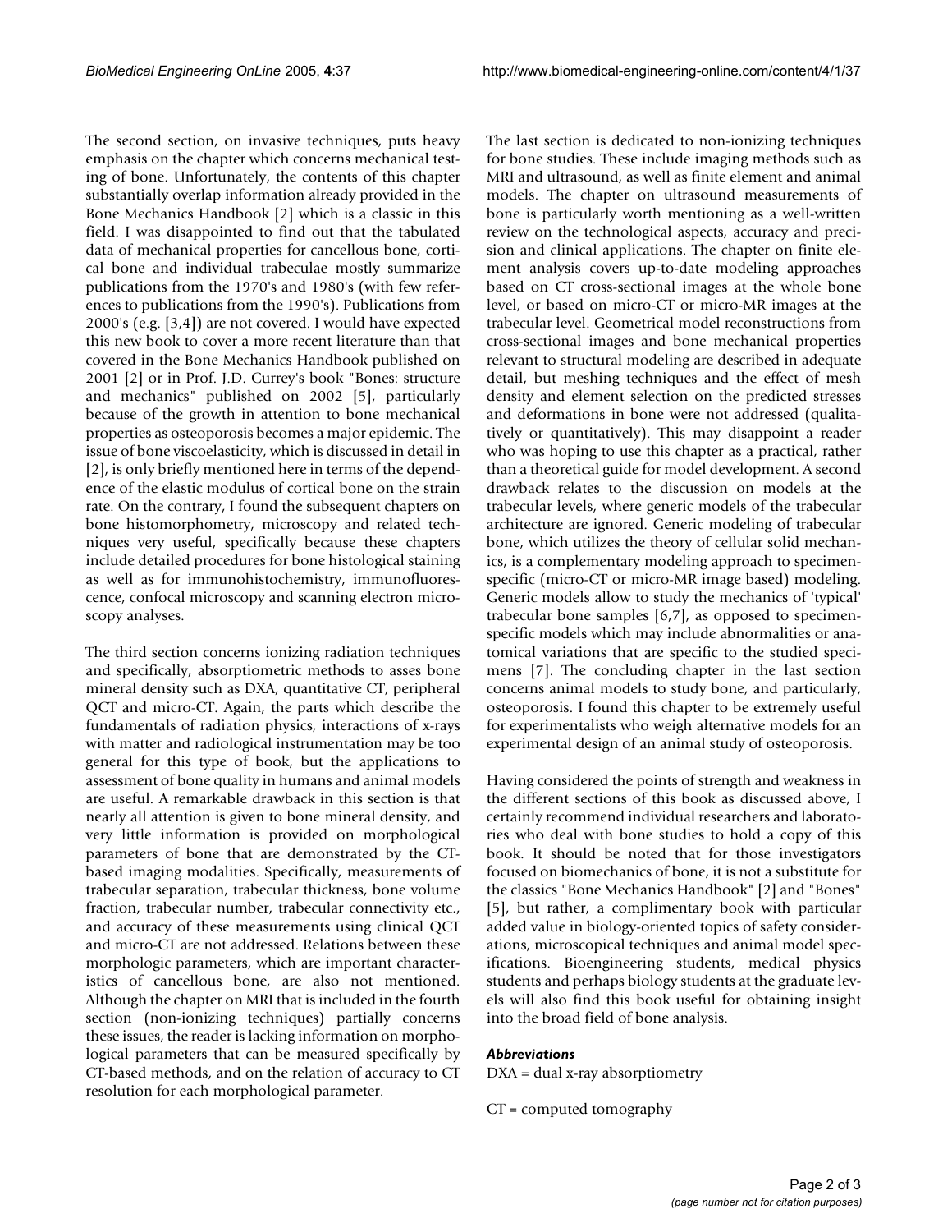The second section, on invasive techniques, puts heavy emphasis on the chapter which concerns mechanical testing of bone. Unfortunately, the contents of this chapter substantially overlap information already provided in the Bone Mechanics Handbook [2] which is a classic in this field. I was disappointed to find out that the tabulated data of mechanical properties for cancellous bone, cortical bone and individual trabeculae mostly summarize publications from the 1970's and 1980's (with few references to publications from the 1990's). Publications from 2000's (e.g. [3,4]) are not covered. I would have expected this new book to cover a more recent literature than that covered in the Bone Mechanics Handbook published on 2001 [2] or in Prof. J.D. Currey's book "Bones: structure and mechanics" published on 2002 [5], particularly because of the growth in attention to bone mechanical properties as osteoporosis becomes a major epidemic. The issue of bone viscoelasticity, which is discussed in detail in [2], is only briefly mentioned here in terms of the dependence of the elastic modulus of cortical bone on the strain rate. On the contrary, I found the subsequent chapters on bone histomorphometry, microscopy and related techniques very useful, specifically because these chapters include detailed procedures for bone histological staining as well as for immunohistochemistry, immunofluorescence, confocal microscopy and scanning electron microscopy analyses.

The third section concerns ionizing radiation techniques and specifically, absorptiometric methods to asses bone mineral density such as DXA, quantitative CT, peripheral QCT and micro-CT. Again, the parts which describe the fundamentals of radiation physics, interactions of x-rays with matter and radiological instrumentation may be too general for this type of book, but the applications to assessment of bone quality in humans and animal models are useful. A remarkable drawback in this section is that nearly all attention is given to bone mineral density, and very little information is provided on morphological parameters of bone that are demonstrated by the CT-based imaging modalities. Specifically, measurements of trabecular separation, trabecular thickness, bone volume fraction, trabecular number, trabecular connectivity etc., and accuracy of these measurements using clinical QCT and micro-CT are not addressed. Relations between these morphologic parameters, which are important characteristics of cancellous bone, are also not mentioned. Although the chapter on MRI that is included in the fourth section (non-ionizing techniques) partially concerns these issues, the reader is lacking information on morphological parameters that can be measured specifically by CT-based methods, and on the relation of accuracy to CT resolution for each morphological parameter.

The last section is dedicated to non-ionizing techniques for bone studies. These include imaging methods such as MRI and ultrasound, as well as finite element and animal models. The chapter on ultrasound measurements of bone is particularly worth mentioning as a well-written review on the technological aspects, accuracy and precision and clinical applications. The chapter on finite element analysis covers up-to-date modeling approaches based on CT cross-sectional images at the whole bone level, or based on micro-CT or micro-MR images at the trabecular level. Geometrical model reconstructions from cross-sectional images and bone mechanical properties relevant to structural modeling are described in adequate detail, but meshing techniques and the effect of mesh density and element selection on the predicted stresses and deformations in bone were not addressed (qualitatively or quantitatively). This may disappoint a reader who was hoping to use this chapter as a practical, rather than a theoretical guide for model development. A second drawback relates to the discussion on models at the trabecular levels, where generic models of the trabecular architecture are ignored. Generic modeling of trabecular bone, which utilizes the theory of cellular solid mechanics, is a complementary modeling approach to specimen-specific (micro-CT or micro-MR image based) modeling. Generic models allow to study the mechanics of 'typical' trabecular bone samples [6,7], as opposed to specimen-specific models which may include abnormalities or anatomical variations that are specific to the studied specimens [7]. The concluding chapter in the last section concerns animal models to study bone, and particularly, osteoporosis. I found this chapter to be extremely useful for experimentalists who weigh alternative models for an experimental design of an animal study of osteoporosis.

Having considered the points of strength and weakness in the different sections of this book as discussed above, I certainly recommend individual researchers and laboratories who deal with bone studies to hold a copy of this book. It should be noted that for those investigators focused on biomechanics of bone, it is not a substitute for the classics "Bone Mechanics Handbook" [2] and "Bones" [5], but rather, a complimentary book with particular added value in biology-oriented topics of safety considerations, microscopical techniques and animal model specifications. Bioengineering students, medical physics students and perhaps biology students at the graduate levels will also find this book useful for obtaining insight into the broad field of bone analysis.

### *Abbreviations*

DXA = dual x-ray absorptiometry

CT = computed tomography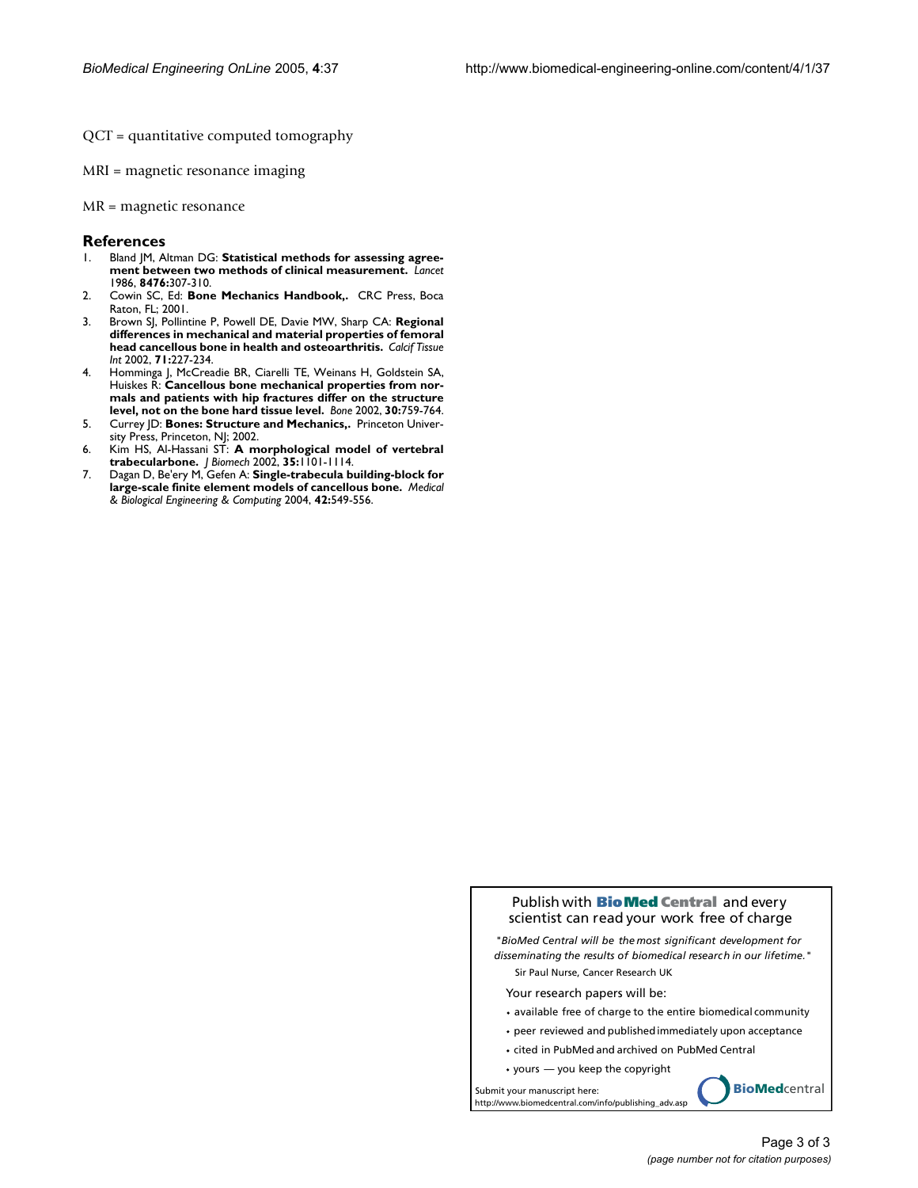QCT = quantitative computed tomography

MRI = magnetic resonance imaging

MR = magnetic resonance

## References

1. Bland JM, Altman DG: **Statistical methods for assessing agreement between two methods of clinical measurement.** *Lancet* 1986, **8476:**307-310.
2. Cowin SC, Ed: **Bone Mechanics Handbook,.** CRC Press, Boca Raton, FL; 2001.
3. Brown SJ, Pollintine P, Powell DE, Davie MW, Sharp CA: **Regional differences in mechanical and material properties of femoral head cancellous bone in health and osteoarthritis.** *Calcif Tissue Int* 2002, **71:**227-234.
4. Homminga J, McCreadie BR, Ciarelli TE, Weinans H, Goldstein SA, Huiskes R: **Cancellous bone mechanical properties from normals and patients with hip fractures differ on the structure level, not on the bone hard tissue level.** *Bone* 2002, **30:**759-764.
5. Currey JD: **Bones: Structure and Mechanics,.** Princeton University Press, Princeton, NJ; 2002.
6. Kim HS, Al-Hassani ST: **A morphological model of vertebral trabecularbone.** *J Biomech* 2002, **35:**1101-1114.
7. Dagan D, Be'ery M, Gefen A: **Single-trabecula building-block for large-scale finite element models of cancellous bone.** *Medical & Biological Engineering & Computing* 2004, **42:**549-556.

Publish with **BioMed Central** and every scientist can read your work free of charge

*"BioMed Central will be the most significant development for disseminating the results of biomedical research in our lifetime."*

Sir Paul Nurse, Cancer Research UK

Your research papers will be:

- available free of charge to the entire biomedical community
- peer reviewed and published immediately upon acceptance
- cited in PubMed and archived on PubMed Central
- yours — you keep the copyright

Submit your manuscript here:
http://www.biomedcentral.com/info/publishing_adv.asp

**BioMed**central